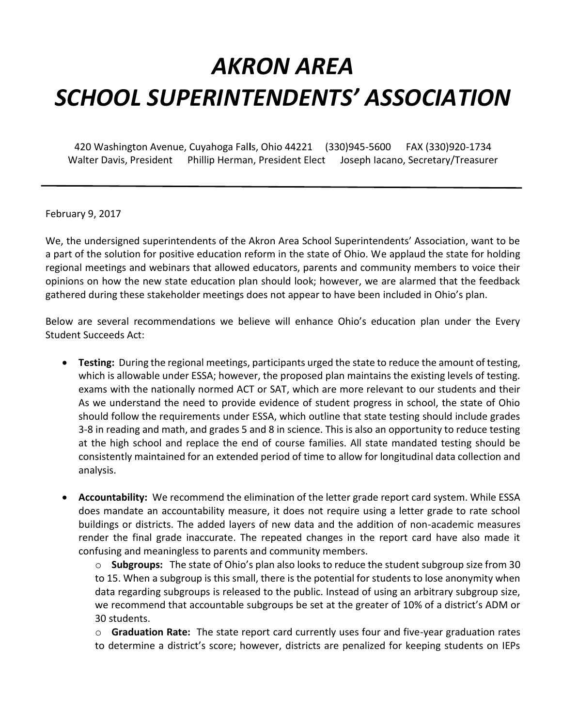# AKRON AREA SCHOOL SUPERINTENDENTS' ASSOCIATION

420 Washington Avenue, Cuyahoga Falls, Ohio 44221 (330)945-5600 FAX (330)920-1734
Walter Davis, President Phillip Herman, President Elect Joseph Iacano, Secretary/Treasurer

---

February 9, 2017

We, the undersigned superintendents of the Akron Area School Superintendents' Association, want to be a part of the solution for positive education reform in the state of Ohio. We applaud the state for holding regional meetings and webinars that allowed educators, parents and community members to voice their opinions on how the new state education plan should look; however, we are alarmed that the feedback gathered during these stakeholder meetings does not appear to have been included in Ohio's plan.

Below are several recommendations we believe will enhance Ohio's education plan under the Every Student Succeeds Act:

- **Testing:** During the regional meetings, participants urged the state to reduce the amount of testing, which is allowable under ESSA; however, the proposed plan maintains the existing levels of testing. exams with the nationally normed ACT or SAT, which are more relevant to our students and their As we understand the need to provide evidence of student progress in school, the state of Ohio should follow the requirements under ESSA, which outline that state testing should include grades 3-8 in reading and math, and grades 5 and 8 in science. This is also an opportunity to reduce testing at the high school and replace the end of course families. All state mandated testing should be consistently maintained for an extended period of time to allow for longitudinal data collection and analysis.

- **Accountability:** We recommend the elimination of the letter grade report card system. While ESSA does mandate an accountability measure, it does not require using a letter grade to rate school buildings or districts. The added layers of new data and the addition of non-academic measures render the final grade inaccurate. The repeated changes in the report card have also made it confusing and meaningless to parents and community members.
  - **Subgroups:** The state of Ohio's plan also looks to reduce the student subgroup size from 30 to 15. When a subgroup is this small, there is the potential for students to lose anonymity when data regarding subgroups is released to the public. Instead of using an arbitrary subgroup size, we recommend that accountable subgroups be set at the greater of 10% of a district's ADM or 30 students.
  - **Graduation Rate:** The state report card currently uses four and five-year graduation rates to determine a district's score; however, districts are penalized for keeping students on IEPs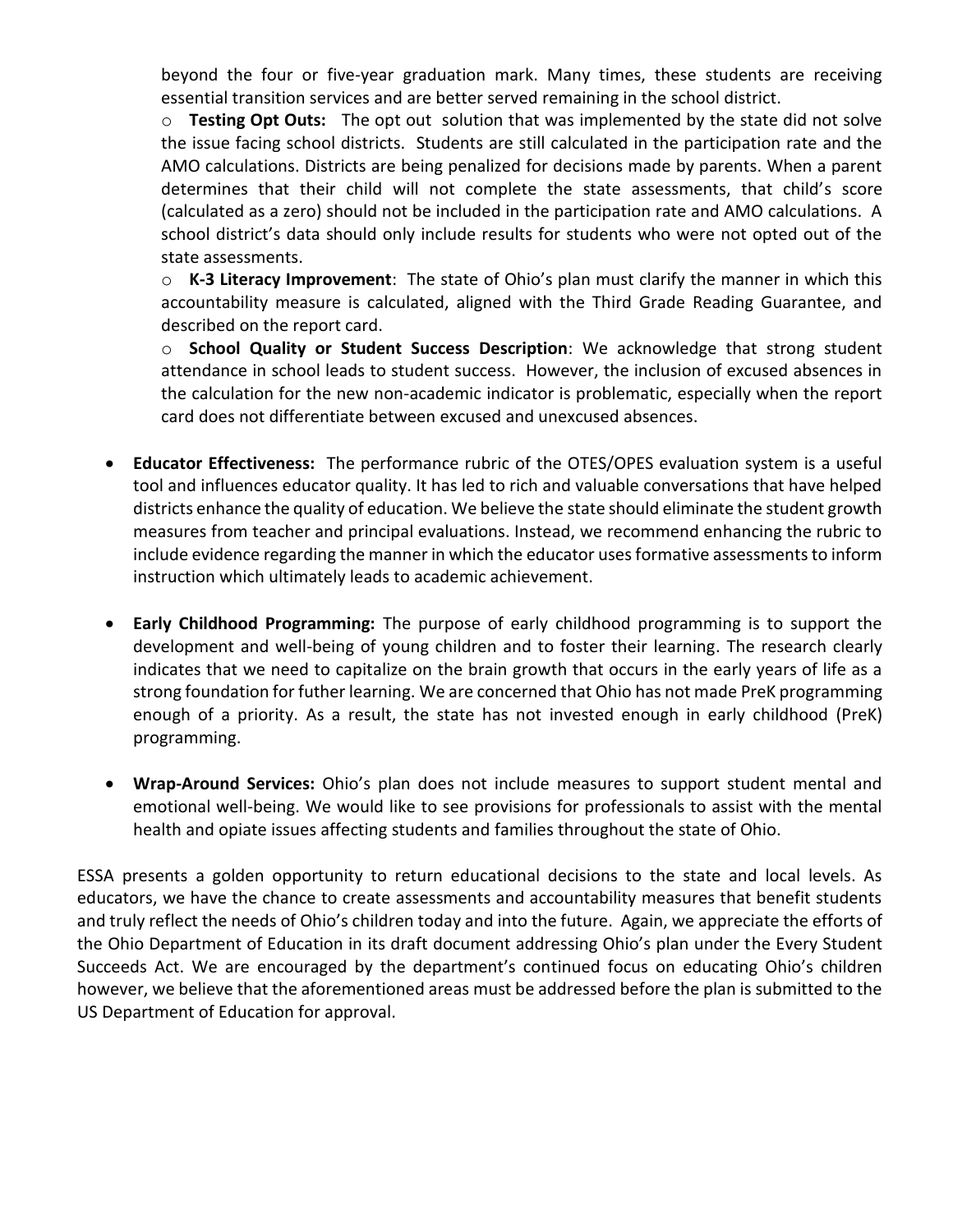beyond the four or five-year graduation mark. Many times, these students are receiving essential transition services and are better served remaining in the school district.

  - **Testing Opt Outs:** The opt out solution that was implemented by the state did not solve the issue facing school districts. Students are still calculated in the participation rate and the AMO calculations. Districts are being penalized for decisions made by parents. When a parent determines that their child will not complete the state assessments, that child's score (calculated as a zero) should not be included in the participation rate and AMO calculations. A school district's data should only include results for students who were not opted out of the state assessments.
  - **K-3 Literacy Improvement**: The state of Ohio's plan must clarify the manner in which this accountability measure is calculated, aligned with the Third Grade Reading Guarantee, and described on the report card.
  - **School Quality or Student Success Description**: We acknowledge that strong student attendance in school leads to student success. However, the inclusion of excused absences in the calculation for the new non-academic indicator is problematic, especially when the report card does not differentiate between excused and unexcused absences.

- **Educator Effectiveness:** The performance rubric of the OTES/OPES evaluation system is a useful tool and influences educator quality. It has led to rich and valuable conversations that have helped districts enhance the quality of education. We believe the state should eliminate the student growth measures from teacher and principal evaluations. Instead, we recommend enhancing the rubric to include evidence regarding the manner in which the educator uses formative assessments to inform instruction which ultimately leads to academic achievement.

- **Early Childhood Programming:** The purpose of early childhood programming is to support the development and well-being of young children and to foster their learning. The research clearly indicates that we need to capitalize on the brain growth that occurs in the early years of life as a strong foundation for futher learning. We are concerned that Ohio has not made PreK programming enough of a priority. As a result, the state has not invested enough in early childhood (PreK) programming.

- **Wrap-Around Services:** Ohio's plan does not include measures to support student mental and emotional well-being. We would like to see provisions for professionals to assist with the mental health and opiate issues affecting students and families throughout the state of Ohio.

ESSA presents a golden opportunity to return educational decisions to the state and local levels. As educators, we have the chance to create assessments and accountability measures that benefit students and truly reflect the needs of Ohio's children today and into the future. Again, we appreciate the efforts of the Ohio Department of Education in its draft document addressing Ohio's plan under the Every Student Succeeds Act. We are encouraged by the department's continued focus on educating Ohio's children however, we believe that the aforementioned areas must be addressed before the plan is submitted to the US Department of Education for approval.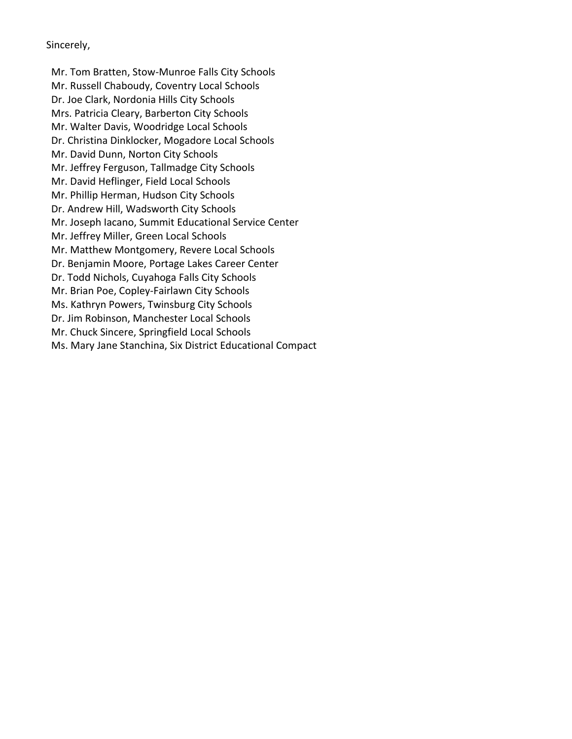Sincerely,

Mr. Tom Bratten, Stow-Munroe Falls City Schools
Mr. Russell Chaboudy, Coventry Local Schools
Dr. Joe Clark, Nordonia Hills City Schools
Mrs. Patricia Cleary, Barberton City Schools
Mr. Walter Davis, Woodridge Local Schools
Dr. Christina Dinklocker, Mogadore Local Schools
Mr. David Dunn, Norton City Schools
Mr. Jeffrey Ferguson, Tallmadge City Schools
Mr. David Heflinger, Field Local Schools
Mr. Phillip Herman, Hudson City Schools
Dr. Andrew Hill, Wadsworth City Schools
Mr. Joseph Iacano, Summit Educational Service Center
Mr. Jeffrey Miller, Green Local Schools
Mr. Matthew Montgomery, Revere Local Schools
Dr. Benjamin Moore, Portage Lakes Career Center
Dr. Todd Nichols, Cuyahoga Falls City Schools
Mr. Brian Poe, Copley-Fairlawn City Schools
Ms. Kathryn Powers, Twinsburg City Schools
Dr. Jim Robinson, Manchester Local Schools
Mr. Chuck Sincere, Springfield Local Schools
Ms. Mary Jane Stanchina, Six District Educational Compact